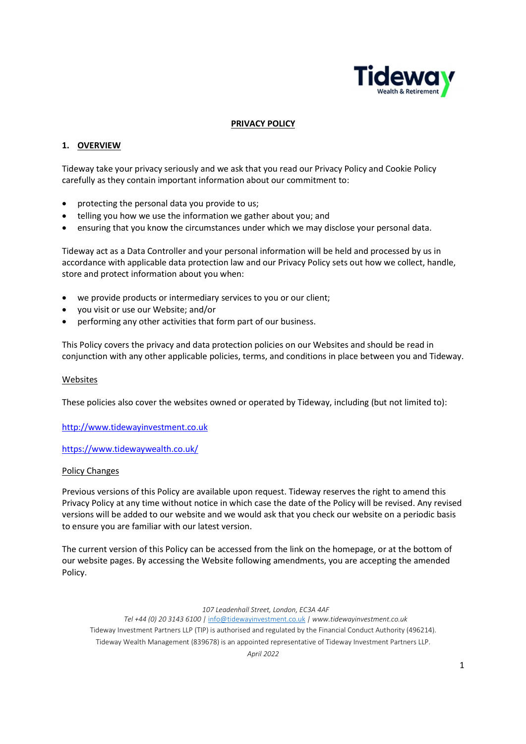# PRIVACY POLICY

## 1. OVERVIEW

Tideway take your privacy seriously and we ask that you read our Privacy Policy and Cookie Policy carefully as they contain important information about our commitment to:

- protecting the personal data you provide to us;
- telling you how we use the information we gather about you; and
- ensuring that you know the circumstances under which we may disclose your personal data.

Tideway act as a Data Controller and your personal information will be held and processed by us in accordance with applicable data protection law and our Privacy Policy sets out how we collect, handle, store and protect information about you when:

- we provide products or intermediary services to you or our client;
- you visit or use our Website; and/or
- performing any other activities that form part of our business.

This Policy covers the privacy and data protection policies on our Websites and should be read in conjunction with any other applicable policies, terms, and conditions in place between you and Tideway.

### Websites

These policies also cover the websites owned or operated by Tideway, including (but not limited to):

http://www.tidewayinvestment.co.uk

https://www.tidewaywealth.co.uk/

### Policy Changes

Previous versions of this Policy are available upon request. Tideway reserves the right to amend this Privacy Policy at any time without notice in which case the date of the Policy will be revised. Any revised versions will be added to our website and we would ask that you check our website on a periodic basis to ensure you are familiar with our latest version.

The current version of this Policy can be accessed from the link on the homepage, or at the bottom of our website pages. By accessing the Website following amendments, you are accepting the amended Policy.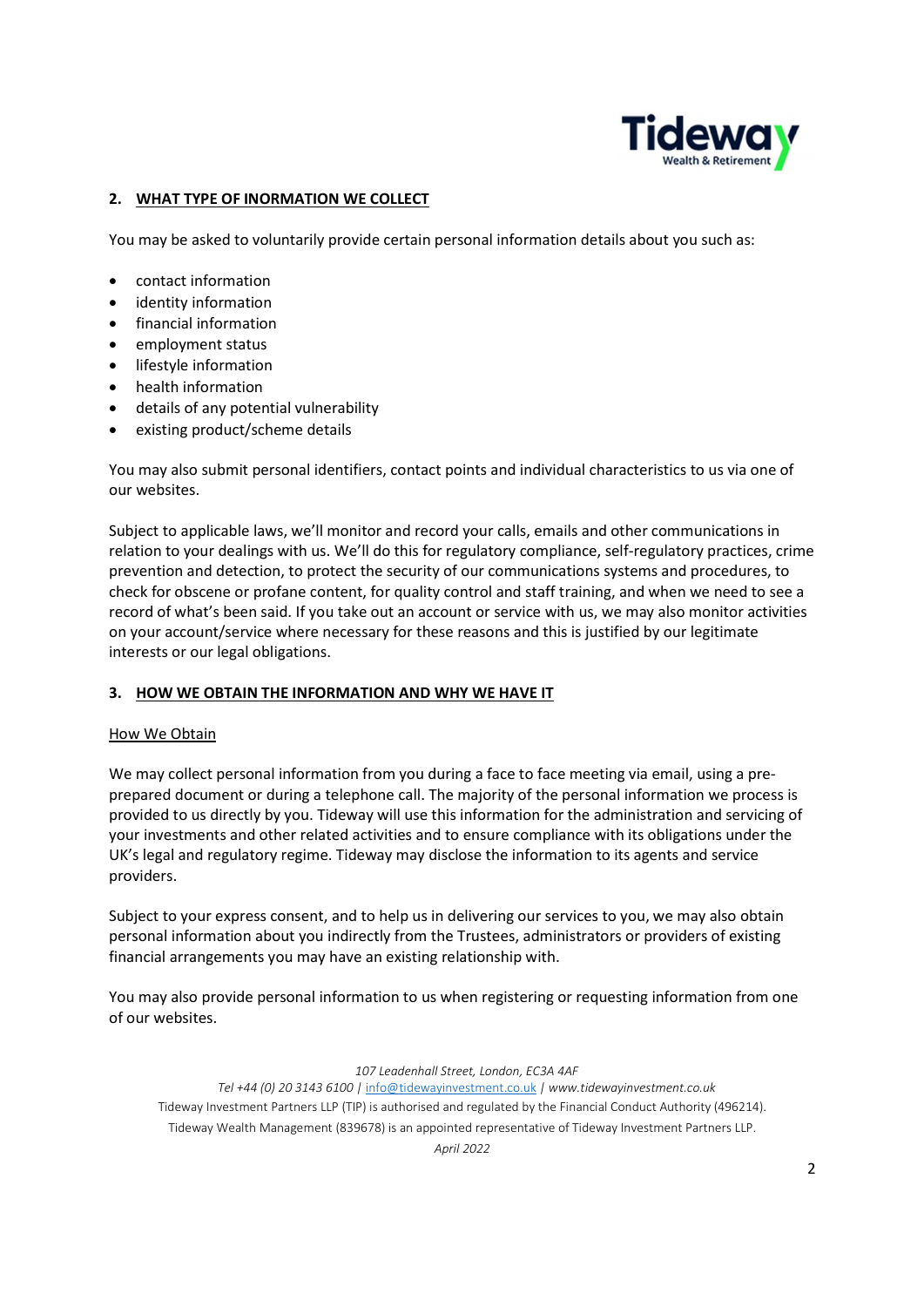## 2. WHAT TYPE OF INORMATION WE COLLECT

You may be asked to voluntarily provide certain personal information details about you such as:

- contact information
- identity information
- financial information
- employment status
- lifestyle information
- health information
- details of any potential vulnerability
- existing product/scheme details

You may also submit personal identifiers, contact points and individual characteristics to us via one of our websites.

Subject to applicable laws, we'll monitor and record your calls, emails and other communications in relation to your dealings with us. We'll do this for regulatory compliance, self-regulatory practices, crime prevention and detection, to protect the security of our communications systems and procedures, to check for obscene or profane content, for quality control and staff training, and when we need to see a record of what's been said. If you take out an account or service with us, we may also monitor activities on your account/service where necessary for these reasons and this is justified by our legitimate interests or our legal obligations.

## 3. HOW WE OBTAIN THE INFORMATION AND WHY WE HAVE IT

### How We Obtain

We may collect personal information from you during a face to face meeting via email, using a pre-prepared document or during a telephone call. The majority of the personal information we process is provided to us directly by you. Tideway will use this information for the administration and servicing of your investments and other related activities and to ensure compliance with its obligations under the UK's legal and regulatory regime. Tideway may disclose the information to its agents and service providers.

Subject to your express consent, and to help us in delivering our services to you, we may also obtain personal information about you indirectly from the Trustees, administrators or providers of existing financial arrangements you may have an existing relationship with.

You may also provide personal information to us when registering or requesting information from one of our websites.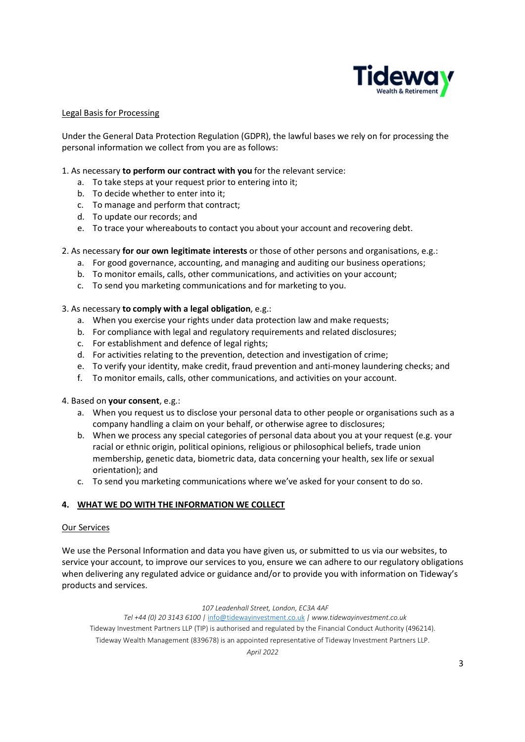Legal Basis for Processing

Under the General Data Protection Regulation (GDPR), the lawful bases we rely on for processing the personal information we collect from you are as follows:

1. As necessary **to perform our contract with you** for the relevant service:
   a. To take steps at your request prior to entering into it;
   b. To decide whether to enter into it;
   c. To manage and perform that contract;
   d. To update our records; and
   e. To trace your whereabouts to contact you about your account and recovering debt.

2. As necessary **for our own legitimate interests** or those of other persons and organisations, e.g.:
   a. For good governance, accounting, and managing and auditing our business operations;
   b. To monitor emails, calls, other communications, and activities on your account;
   c. To send you marketing communications and for marketing to you.

3. As necessary **to comply with a legal obligation**, e.g.:
   a. When you exercise your rights under data protection law and make requests;
   b. For compliance with legal and regulatory requirements and related disclosures;
   c. For establishment and defence of legal rights;
   d. For activities relating to the prevention, detection and investigation of crime;
   e. To verify your identity, make credit, fraud prevention and anti-money laundering checks; and
   f. To monitor emails, calls, other communications, and activities on your account.

4. Based on **your consent**, e.g.:
   a. When you request us to disclose your personal data to other people or organisations such as a company handling a claim on your behalf, or otherwise agree to disclosures;
   b. When we process any special categories of personal data about you at your request (e.g. your racial or ethnic origin, political opinions, religious or philosophical beliefs, trade union membership, genetic data, biometric data, data concerning your health, sex life or sexual orientation); and
   c. To send you marketing communications where we've asked for your consent to do so.

## 4. WHAT WE DO WITH THE INFORMATION WE COLLECT

Our Services

We use the Personal Information and data you have given us, or submitted to us via our websites, to service your account, to improve our services to you, ensure we can adhere to our regulatory obligations when delivering any regulated advice or guidance and/or to provide you with information on Tideway's products and services.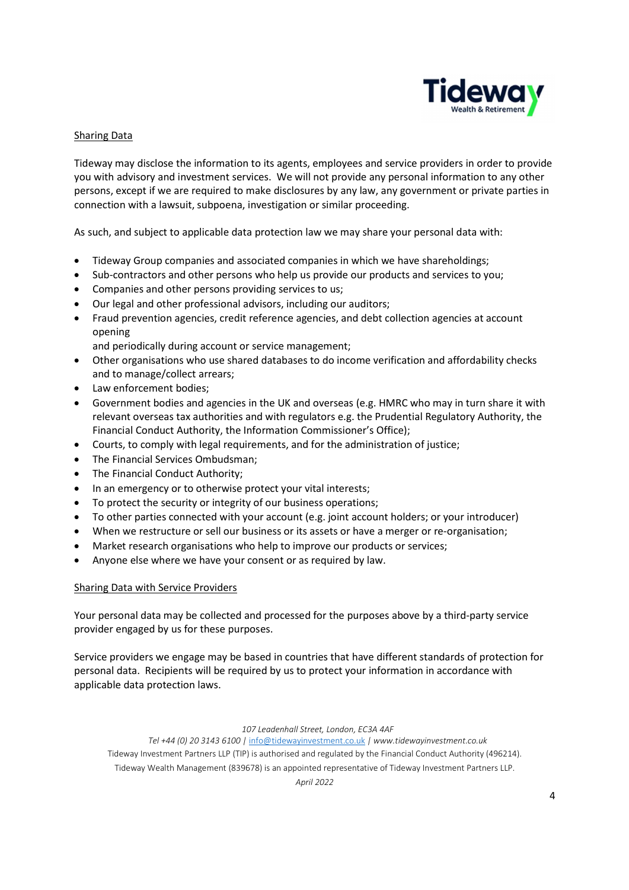## Sharing Data

Tideway may disclose the information to its agents, employees and service providers in order to provide you with advisory and investment services. We will not provide any personal information to any other persons, except if we are required to make disclosures by any law, any government or private parties in connection with a lawsuit, subpoena, investigation or similar proceeding.

As such, and subject to applicable data protection law we may share your personal data with:

- Tideway Group companies and associated companies in which we have shareholdings;
- Sub-contractors and other persons who help us provide our products and services to you;
- Companies and other persons providing services to us;
- Our legal and other professional advisors, including our auditors;
- Fraud prevention agencies, credit reference agencies, and debt collection agencies at account opening
  and periodically during account or service management;
- Other organisations who use shared databases to do income verification and affordability checks and to manage/collect arrears;
- Law enforcement bodies;
- Government bodies and agencies in the UK and overseas (e.g. HMRC who may in turn share it with relevant overseas tax authorities and with regulators e.g. the Prudential Regulatory Authority, the Financial Conduct Authority, the Information Commissioner's Office);
- Courts, to comply with legal requirements, and for the administration of justice;
- The Financial Services Ombudsman;
- The Financial Conduct Authority;
- In an emergency or to otherwise protect your vital interests;
- To protect the security or integrity of our business operations;
- To other parties connected with your account (e.g. joint account holders; or your introducer)
- When we restructure or sell our business or its assets or have a merger or re-organisation;
- Market research organisations who help to improve our products or services;
- Anyone else where we have your consent or as required by law.

## Sharing Data with Service Providers

Your personal data may be collected and processed for the purposes above by a third-party service provider engaged by us for these purposes.

Service providers we engage may be based in countries that have different standards of protection for personal data. Recipients will be required by us to protect your information in accordance with applicable data protection laws.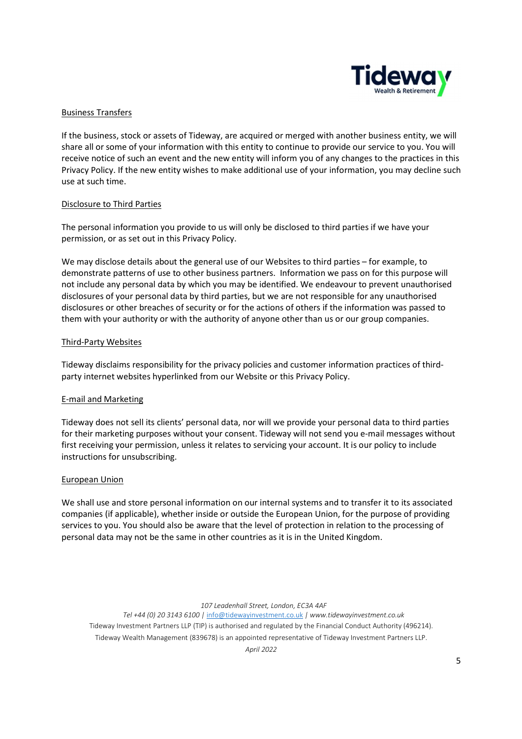## Business Transfers

If the business, stock or assets of Tideway, are acquired or merged with another business entity, we will share all or some of your information with this entity to continue to provide our service to you. You will receive notice of such an event and the new entity will inform you of any changes to the practices in this Privacy Policy. If the new entity wishes to make additional use of your information, you may decline such use at such time.

## Disclosure to Third Parties

The personal information you provide to us will only be disclosed to third parties if we have your permission, or as set out in this Privacy Policy.

We may disclose details about the general use of our Websites to third parties – for example, to demonstrate patterns of use to other business partners. Information we pass on for this purpose will not include any personal data by which you may be identified. We endeavour to prevent unauthorised disclosures of your personal data by third parties, but we are not responsible for any unauthorised disclosures or other breaches of security or for the actions of others if the information was passed to them with your authority or with the authority of anyone other than us or our group companies.

## Third-Party Websites

Tideway disclaims responsibility for the privacy policies and customer information practices of third-party internet websites hyperlinked from our Website or this Privacy Policy.

## E-mail and Marketing

Tideway does not sell its clients' personal data, nor will we provide your personal data to third parties for their marketing purposes without your consent. Tideway will not send you e-mail messages without first receiving your permission, unless it relates to servicing your account. It is our policy to include instructions for unsubscribing.

## European Union

We shall use and store personal information on our internal systems and to transfer it to its associated companies (if applicable), whether inside or outside the European Union, for the purpose of providing services to you. You should also be aware that the level of protection in relation to the processing of personal data may not be the same in other countries as it is in the United Kingdom.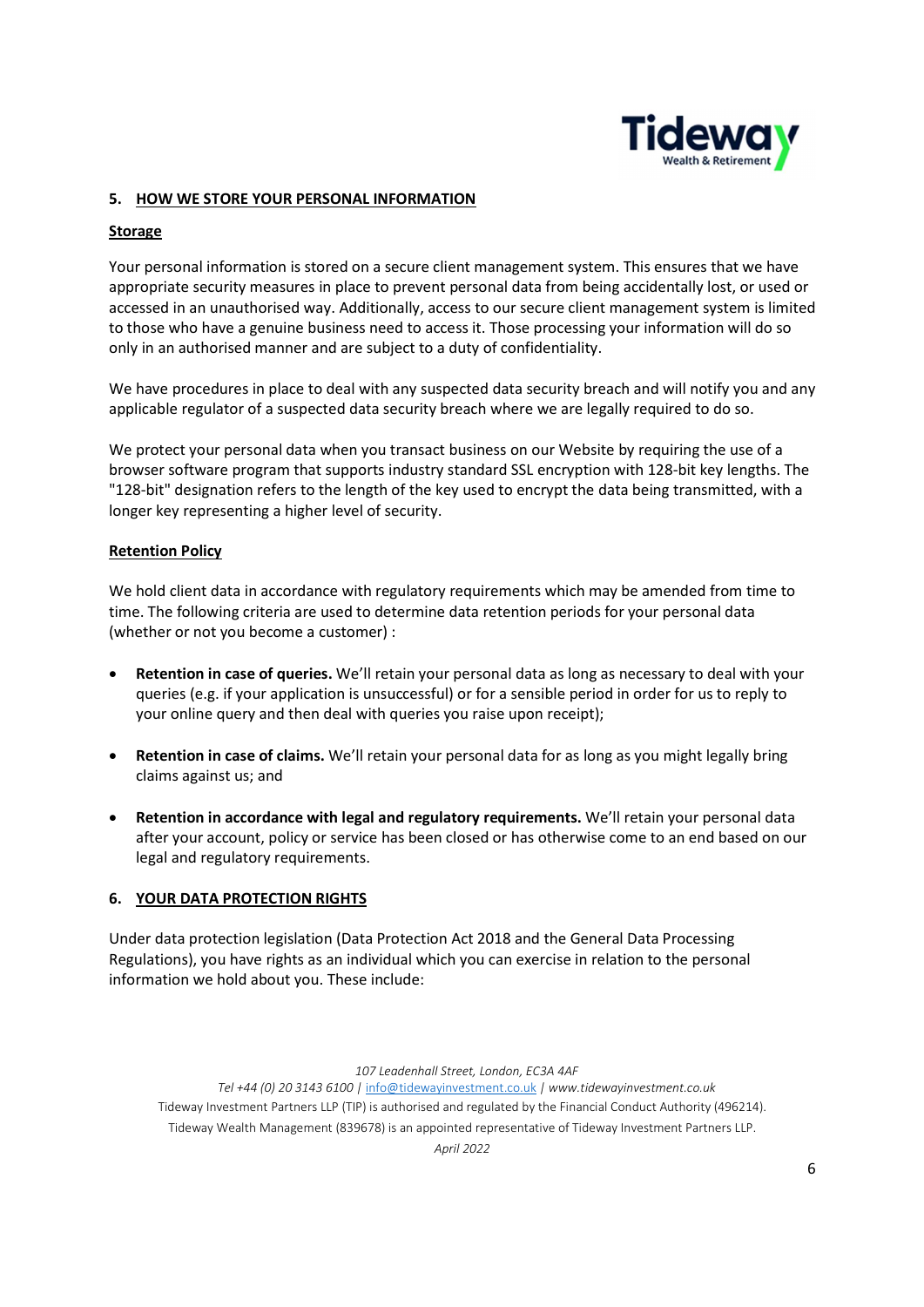## 5. HOW WE STORE YOUR PERSONAL INFORMATION

### Storage

Your personal information is stored on a secure client management system. This ensures that we have appropriate security measures in place to prevent personal data from being accidentally lost, or used or accessed in an unauthorised way. Additionally, access to our secure client management system is limited to those who have a genuine business need to access it. Those processing your information will do so only in an authorised manner and are subject to a duty of confidentiality.

We have procedures in place to deal with any suspected data security breach and will notify you and any applicable regulator of a suspected data security breach where we are legally required to do so.

We protect your personal data when you transact business on our Website by requiring the use of a browser software program that supports industry standard SSL encryption with 128-bit key lengths. The "128-bit" designation refers to the length of the key used to encrypt the data being transmitted, with a longer key representing a higher level of security.

### Retention Policy

We hold client data in accordance with regulatory requirements which may be amended from time to time. The following criteria are used to determine data retention periods for your personal data (whether or not you become a customer) :

- **Retention in case of queries.** We'll retain your personal data as long as necessary to deal with your queries (e.g. if your application is unsuccessful) or for a sensible period in order for us to reply to your online query and then deal with queries you raise upon receipt);
- **Retention in case of claims.** We'll retain your personal data for as long as you might legally bring claims against us; and
- **Retention in accordance with legal and regulatory requirements.** We'll retain your personal data after your account, policy or service has been closed or has otherwise come to an end based on our legal and regulatory requirements.

## 6. YOUR DATA PROTECTION RIGHTS

Under data protection legislation (Data Protection Act 2018 and the General Data Processing Regulations), you have rights as an individual which you can exercise in relation to the personal information we hold about you. These include: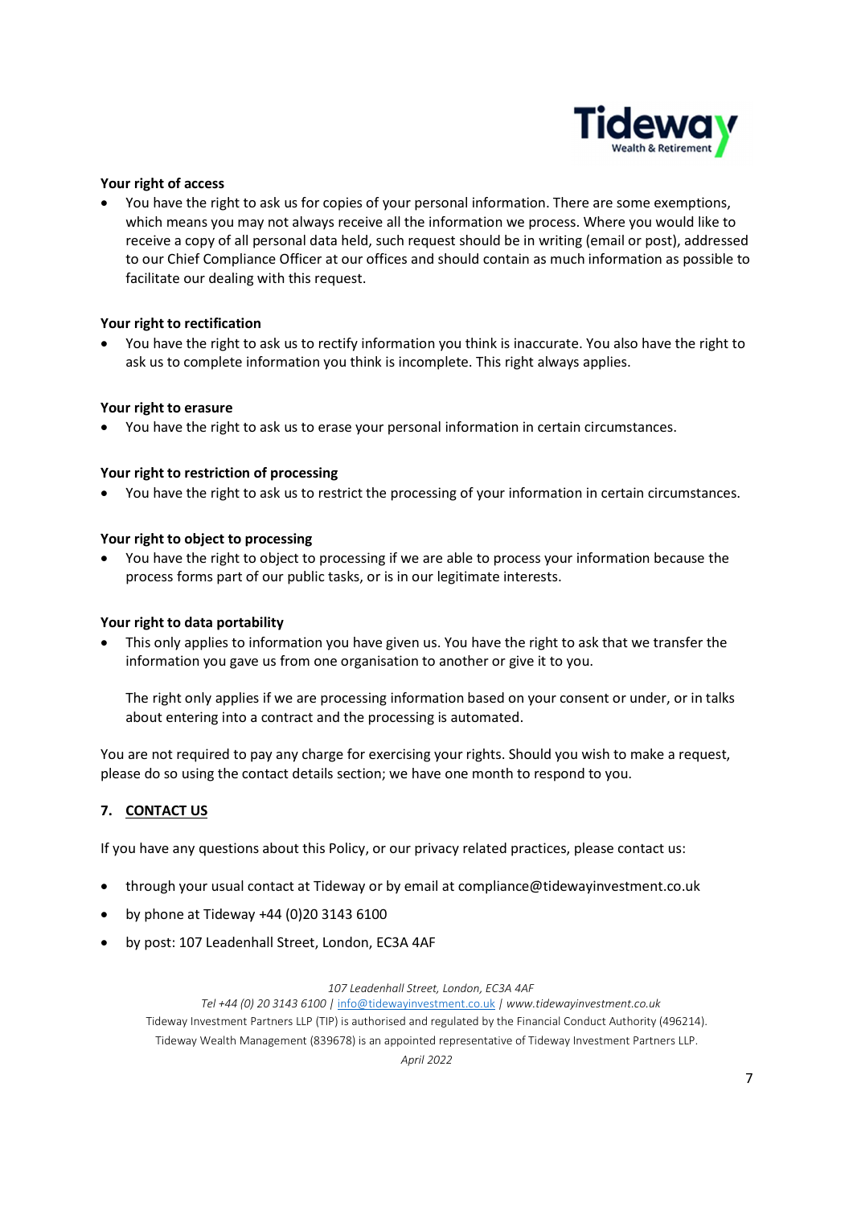**Your right of access**

- You have the right to ask us for copies of your personal information. There are some exemptions, which means you may not always receive all the information we process. Where you would like to receive a copy of all personal data held, such request should be in writing (email or post), addressed to our Chief Compliance Officer at our offices and should contain as much information as possible to facilitate our dealing with this request.

**Your right to rectification**

- You have the right to ask us to rectify information you think is inaccurate. You also have the right to ask us to complete information you think is incomplete. This right always applies.

**Your right to erasure**

- You have the right to ask us to erase your personal information in certain circumstances.

**Your right to restriction of processing**

- You have the right to ask us to restrict the processing of your information in certain circumstances.

**Your right to object to processing**

- You have the right to object to processing if we are able to process your information because the process forms part of our public tasks, or is in our legitimate interests.

**Your right to data portability**

- This only applies to information you have given us. You have the right to ask that we transfer the information you gave us from one organisation to another or give it to you.

  The right only applies if we are processing information based on your consent or under, or in talks about entering into a contract and the processing is automated.

You are not required to pay any charge for exercising your rights. Should you wish to make a request, please do so using the contact details section; we have one month to respond to you.

## 7. CONTACT US

If you have any questions about this Policy, or our privacy related practices, please contact us:

- through your usual contact at Tideway or by email at compliance@tidewayinvestment.co.uk
- by phone at Tideway +44 (0)20 3143 6100
- by post: 107 Leadenhall Street, London, EC3A 4AF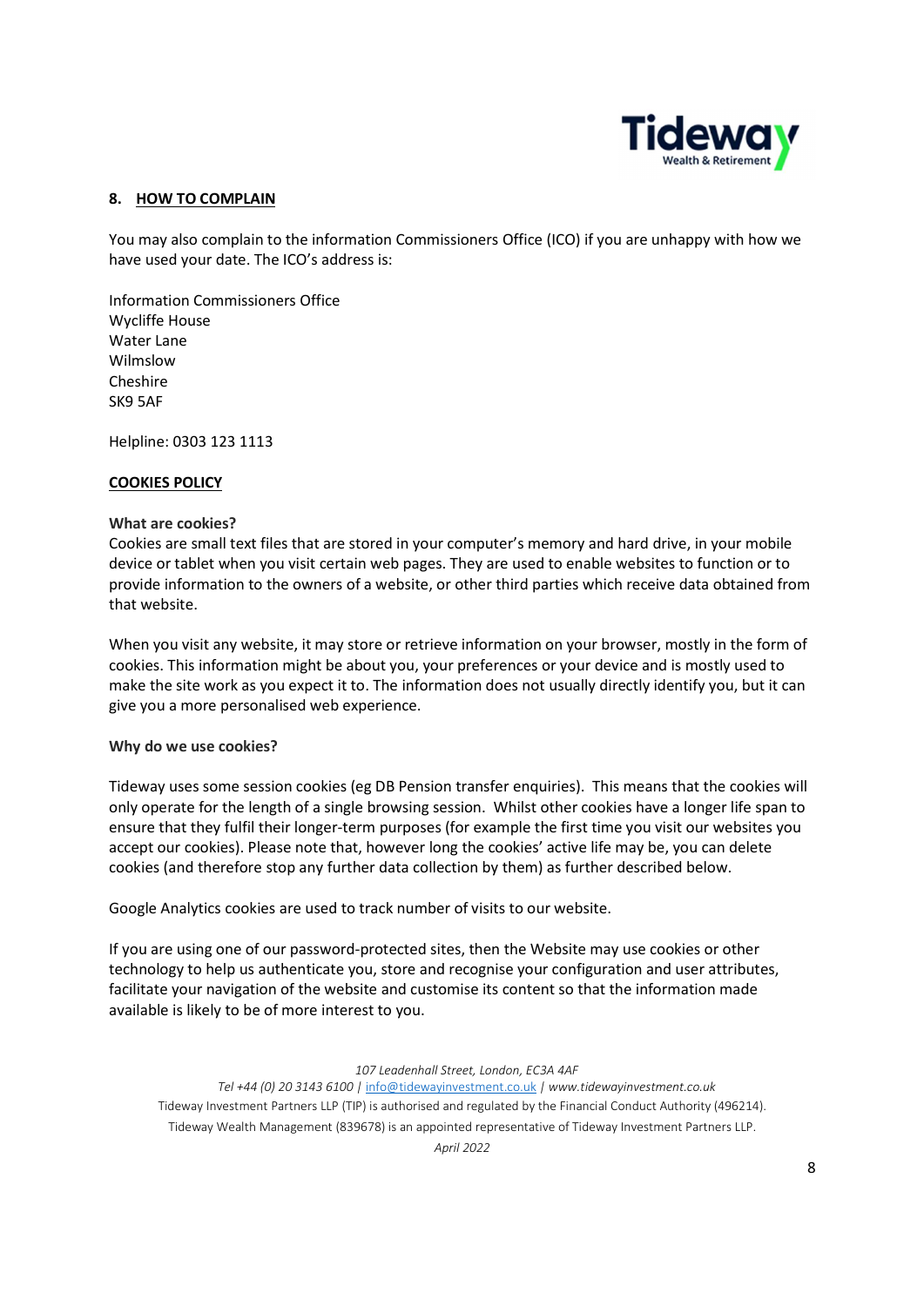## 8. HOW TO COMPLAIN

You may also complain to the information Commissioners Office (ICO) if you are unhappy with how we have used your date. The ICO's address is:

Information Commissioners Office
Wycliffe House
Water Lane
Wilmslow
Cheshire
SK9 5AF

Helpline: 0303 123 1113

## COOKIES POLICY

**What are cookies?**

Cookies are small text files that are stored in your computer's memory and hard drive, in your mobile device or tablet when you visit certain web pages. They are used to enable websites to function or to provide information to the owners of a website, or other third parties which receive data obtained from that website.

When you visit any website, it may store or retrieve information on your browser, mostly in the form of cookies. This information might be about you, your preferences or your device and is mostly used to make the site work as you expect it to. The information does not usually directly identify you, but it can give you a more personalised web experience.

**Why do we use cookies?**

Tideway uses some session cookies (eg DB Pension transfer enquiries). This means that the cookies will only operate for the length of a single browsing session. Whilst other cookies have a longer life span to ensure that they fulfil their longer-term purposes (for example the first time you visit our websites you accept our cookies). Please note that, however long the cookies' active life may be, you can delete cookies (and therefore stop any further data collection by them) as further described below.

Google Analytics cookies are used to track number of visits to our website.

If you are using one of our password-protected sites, then the Website may use cookies or other technology to help us authenticate you, store and recognise your configuration and user attributes, facilitate your navigation of the website and customise its content so that the information made available is likely to be of more interest to you.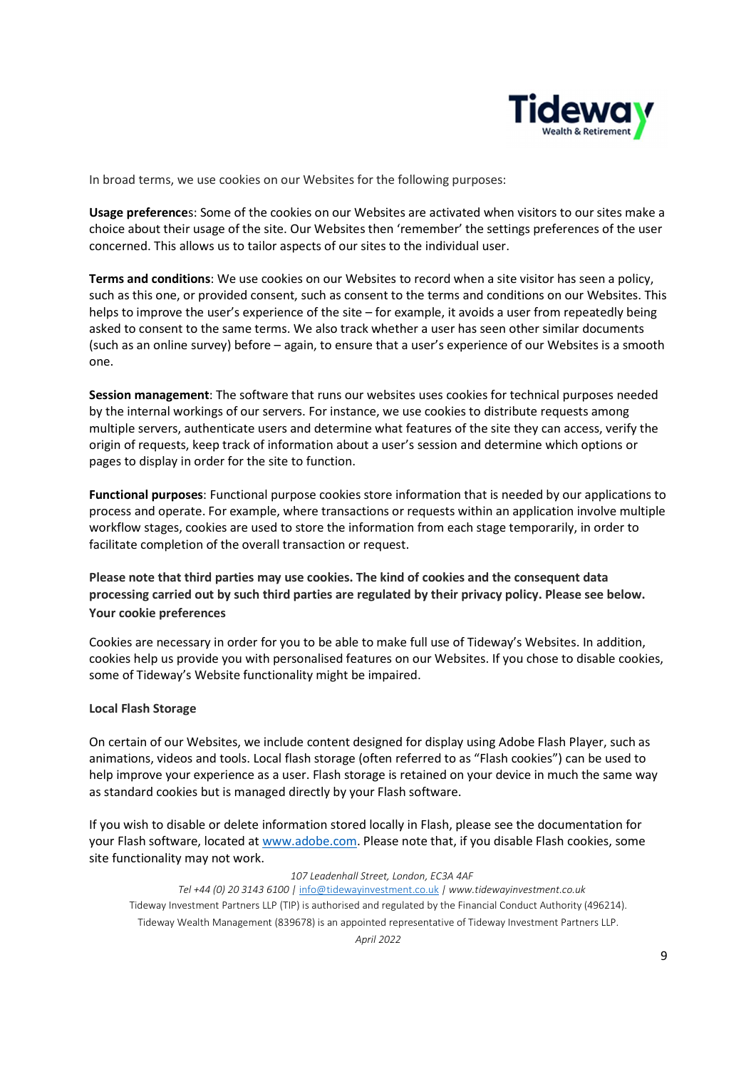In broad terms, we use cookies on our Websites for the following purposes:

**Usage preferences**: Some of the cookies on our Websites are activated when visitors to our sites make a choice about their usage of the site. Our Websites then 'remember' the settings preferences of the user concerned. This allows us to tailor aspects of our sites to the individual user.

**Terms and conditions**: We use cookies on our Websites to record when a site visitor has seen a policy, such as this one, or provided consent, such as consent to the terms and conditions on our Websites. This helps to improve the user's experience of the site – for example, it avoids a user from repeatedly being asked to consent to the same terms. We also track whether a user has seen other similar documents (such as an online survey) before – again, to ensure that a user's experience of our Websites is a smooth one.

**Session management**: The software that runs our websites uses cookies for technical purposes needed by the internal workings of our servers. For instance, we use cookies to distribute requests among multiple servers, authenticate users and determine what features of the site they can access, verify the origin of requests, keep track of information about a user's session and determine which options or pages to display in order for the site to function.

**Functional purposes**: Functional purpose cookies store information that is needed by our applications to process and operate. For example, where transactions or requests within an application involve multiple workflow stages, cookies are used to store the information from each stage temporarily, in order to facilitate completion of the overall transaction or request.

**Please note that third parties may use cookies. The kind of cookies and the consequent data processing carried out by such third parties are regulated by their privacy policy. Please see below.**

**Your cookie preferences**

Cookies are necessary in order for you to be able to make full use of Tideway's Websites. In addition, cookies help us provide you with personalised features on our Websites. If you chose to disable cookies, some of Tideway's Website functionality might be impaired.

**Local Flash Storage**

On certain of our Websites, we include content designed for display using Adobe Flash Player, such as animations, videos and tools. Local flash storage (often referred to as "Flash cookies") can be used to help improve your experience as a user. Flash storage is retained on your device in much the same way as standard cookies but is managed directly by your Flash software.

If you wish to disable or delete information stored locally in Flash, please see the documentation for your Flash software, located at www.adobe.com. Please note that, if you disable Flash cookies, some site functionality may not work.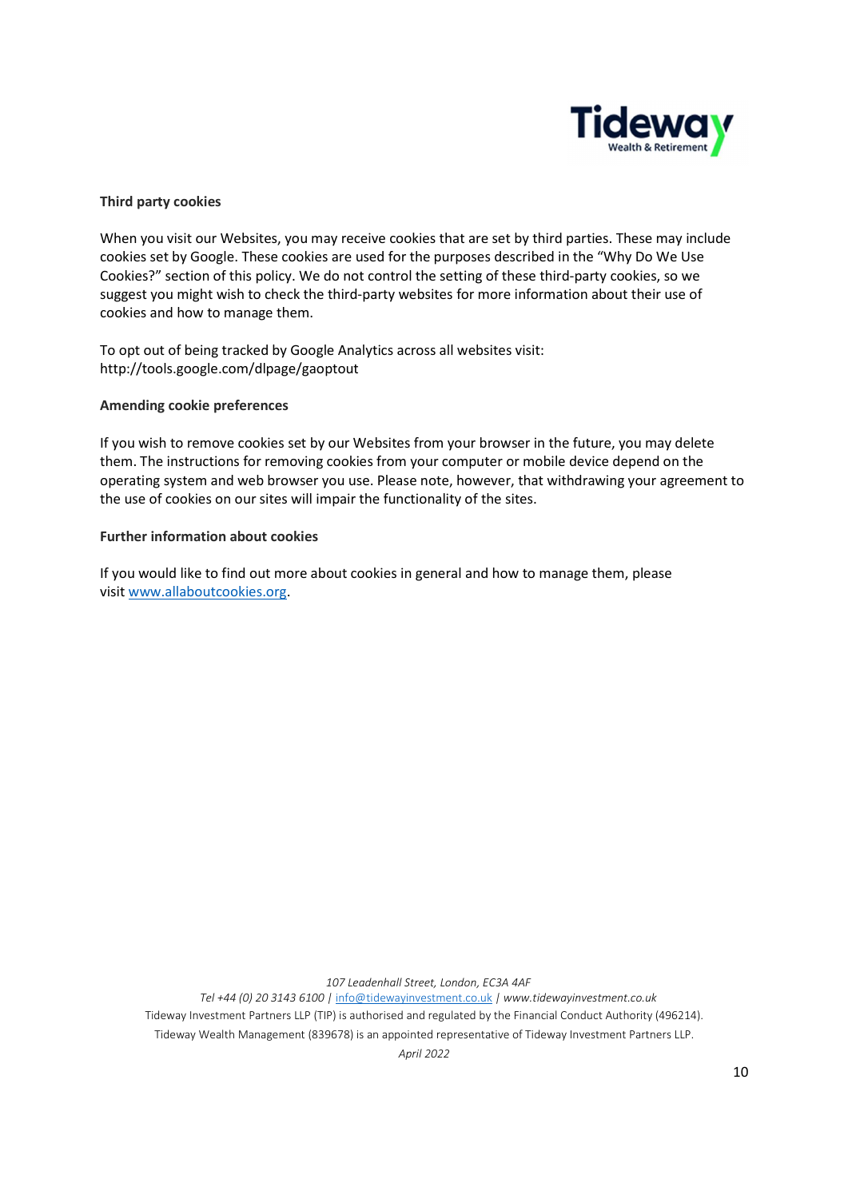**Third party cookies**

When you visit our Websites, you may receive cookies that are set by third parties. These may include cookies set by Google. These cookies are used for the purposes described in the “Why Do We Use Cookies?” section of this policy. We do not control the setting of these third-party cookies, so we suggest you might wish to check the third-party websites for more information about their use of cookies and how to manage them.

To opt out of being tracked by Google Analytics across all websites visit: http://tools.google.com/dlpage/gaoptout

**Amending cookie preferences**

If you wish to remove cookies set by our Websites from your browser in the future, you may delete them. The instructions for removing cookies from your computer or mobile device depend on the operating system and web browser you use. Please note, however, that withdrawing your agreement to the use of cookies on our sites will impair the functionality of the sites.

**Further information about cookies**

If you would like to find out more about cookies in general and how to manage them, please visit [www.allaboutcookies.org](http://www.allaboutcookies.org).